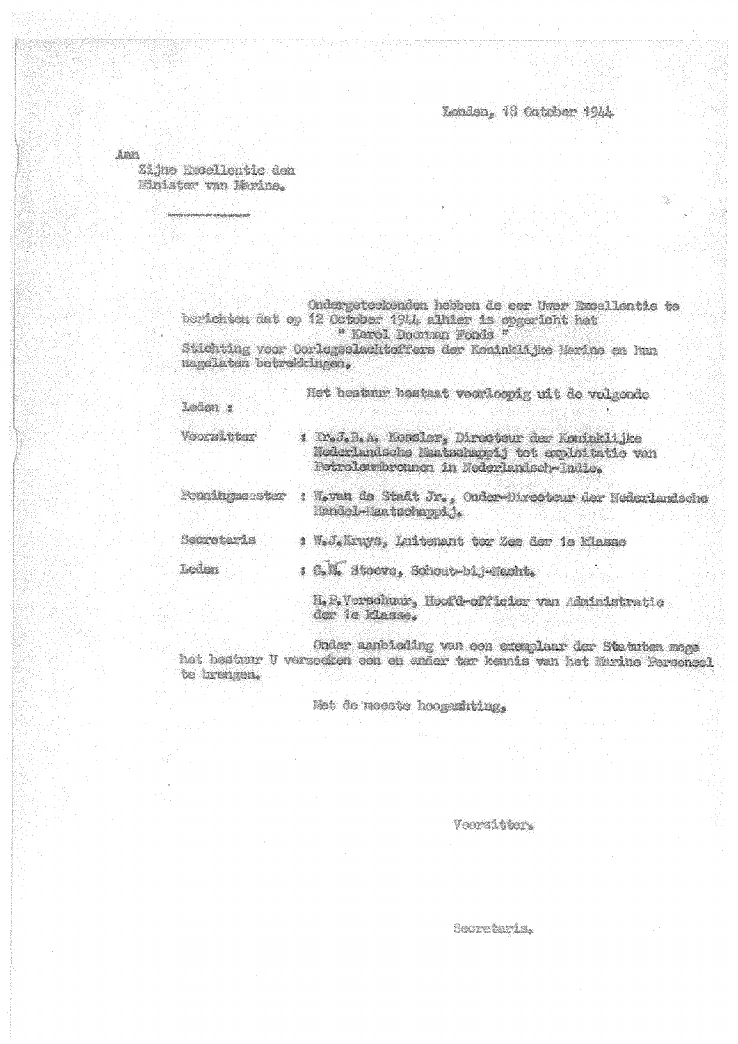Londen, 18 October 1944

Aan
Zijne Excellentie den
Minister van Marine.

Ondergeteekenden hebben de eer Uwer Excellentie te berichten dat op 12 October 1944 alhier is opgericht het
" Karel Doorman Fonds "
Stichting voor Oorlogsslachtoffers der Koninklijke Marine en hun nagelaten betrekkingen.

Het bestuur bestaat voorloopig uit de volgende leden :

Voorzitter : Ir.J.B.A. Kessler, Directeur der Koninklijke Nederlandsche Maatschappij tot exploitatie van Petroleumbronnen in Nederlandsch-Indie.

Penningmeester : W.van de Stadt Jr., Onder-Directeur der Nederlandsche Handel-Maatschappij.

Secretaris : W.J.Kruys, Luitenant ter Zee der 1e klasse

Leden : G.M. Stoeve, Schout-bij-Nacht.

H.P.Verschuur, Hoofd-officier van Administratie der 1e klasse.

Onder aanbieding van een exemplaar der Statuten moge het bestuur U verzoeken een en ander ter kennis van het Marine Personeel te brengen.

Met de meeste hoogachting,

Voorzitter.

Secretaris.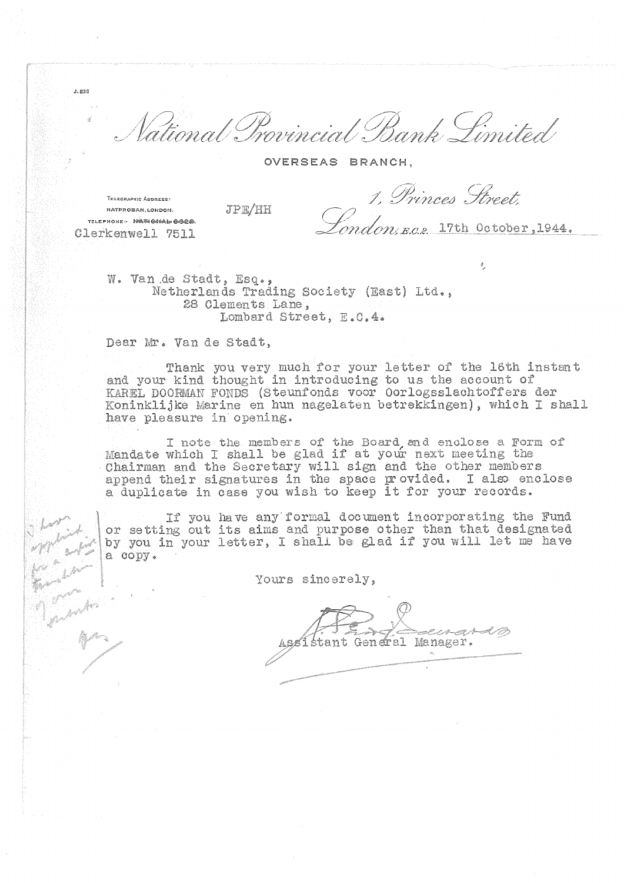J.838

# National Provincial Bank Limited

OVERSEAS BRANCH,

TELEGRAPHIC ADDRESS:
NATPROBAN, LONDON.
TELEPHONE:- ~~NATIONAL 6020.~~
Clerkenwell 7511

JPE/HH

1, Princes Street,
London, E.C.2. 17th October, 1944.

W. Van de Stadt, Esq.,
Netherlands Trading Society (East) Ltd.,
28 Clements Lane,
Lombard Street, E.C.4.

Dear Mr. Van de Stadt,

Thank you very much for your letter of the 16th instant and your kind thought in introducing to us the account of KAREL DOORMAN FONDS (Steunfonds voor Oorlogsslachtoffers der Koninklijke Marine en hun nagelaten betrekkingen), which I shall have pleasure in opening.

I note the members of the Board, and enclose a Form of Mandate which I shall be glad if at your next meeting the Chairman and the Secretary will sign and the other members append their signatures in the space provided. I also enclose a duplicate in case you wish to keep it for your records.

If you have any formal document incorporating the Fund or setting out its aims and purpose other than that designated by you in your letter, I shall be glad if you will let me have a copy.

Yours sincerely,

Assistant General Manager.

I have applied for a copy translation of our statutes.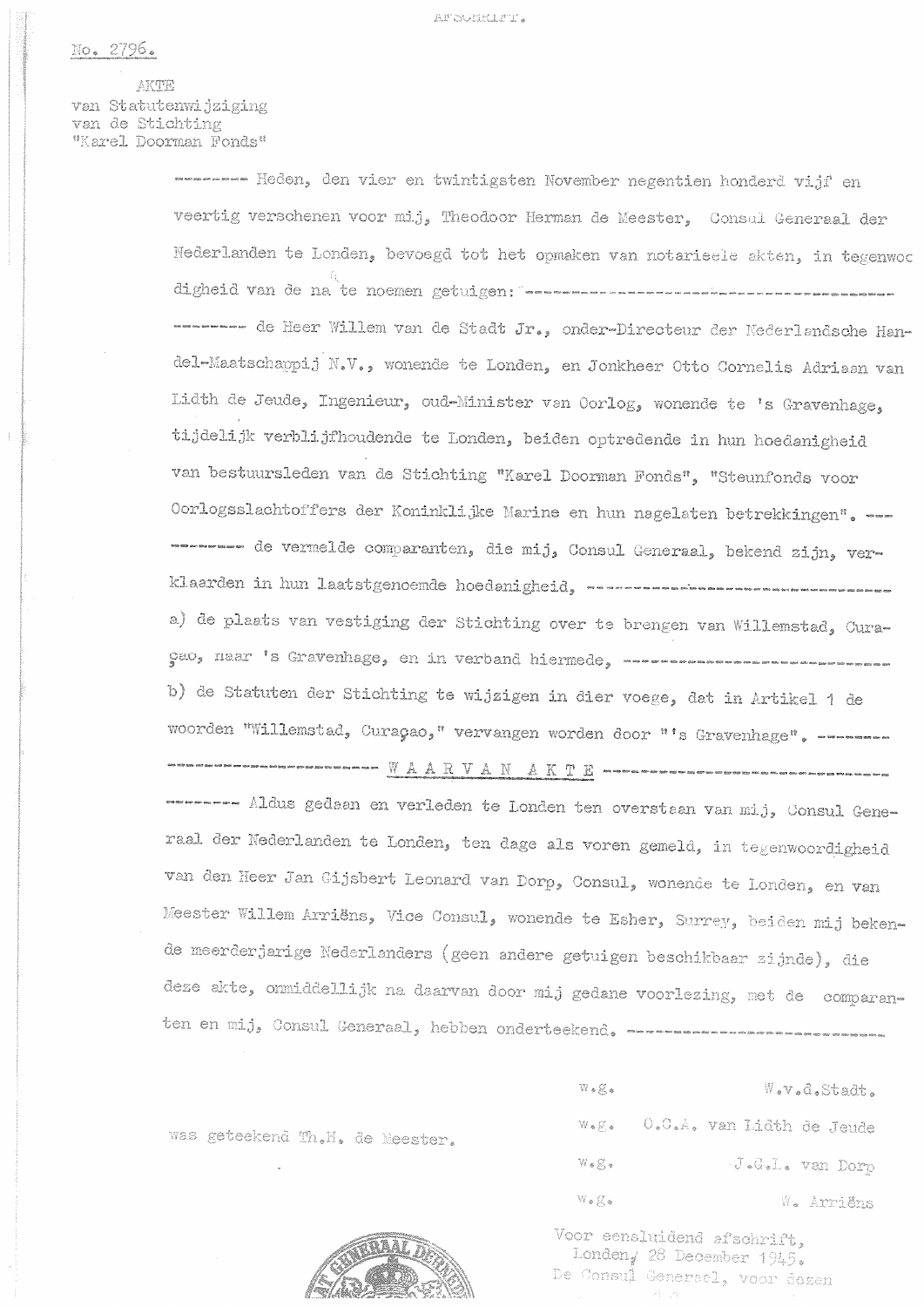AFSCHRIFT.

No. 2796.

AKTE
van Statutenwijziging
van de Stichting
"Karel Doorman Fonds"

-------- Heden, den vier en twintigsten November negentien honderd vijf en veertig verschenen voor mij, Theodoor Herman de Meester, Consul Generaal der Nederlanden te Londen, bevoegd tot het opmaken van notarieele akten, in tegenwoordigheid van de na te noemen getuigen: ----------------------------------------

-------- de Heer Willem van de Stadt Jr., onder-Directeur der Nederlandsche Handel-Maatschappij N.V., wonende te Londen, en Jonkheer Otto Cornelis Adriaan van Lidth de Jeude, Ingenieur, oud-Minister van Oorlog, wonende te 's Gravenhage, tijdelijk verblijfhoudende te Londen, beiden optredende in hun hoedanigheid van bestuursleden van de Stichting "Karel Doorman Fonds", "Steunfonds voor Oorlogsslachtoffers der Koninklijke Marine en hun nagelaten betrekkingen". ---

-------- de vermelde comparanten, die mij, Consul Generaal, bekend zijn, verklaarden in hun laatstgenoemde hoedanigheid, ----------------------------------------

a) de plaats van vestiging der Stichting over te brengen van Willemstad, Curaçao, naar 's Gravenhage, en in verband hiermede, ----------------------------------------

b) de Statuten der Stichting te wijzigen in dier voege, dat in Artikel 1 de woorden "Willemstad, Curaçao," vervangen worden door "'s Gravenhage". --------

------------------------ W A A R V A N   A K T E ------------------------

-------- Aldus gedaan en verleden te Londen ten overstaan van mij, Consul Generaal der Nederlanden te Londen, ten dage als voren gemeld, in tegenwoordigheid van den Heer Jan Gijsbert Leonard van Dorp, Consul, wonende te Londen, en van Meester Willem Arriëns, Vice Consul, wonende te Esher, Surrey, beiden mij bekende meerderjarige Nederlanders (geen andere getuigen beschikbaar zijnde), die deze akte, onmiddellijk na daarvan door mij gedane voorlezing, met de comparanten en mij, Consul Generaal, hebben onderteekend. ----------------------------------------

w.g. W.v.d.Stadt.

w.g. O.C.A. van Lidth de Jeude

was geteekend Th.H. de Meester.

w.g. J.G.L. van Dorp

w.g. W. Arriëns

Voor eensluidend afschrift,
Londen, 28 December 1945.
De Consul Generaal, voor dezen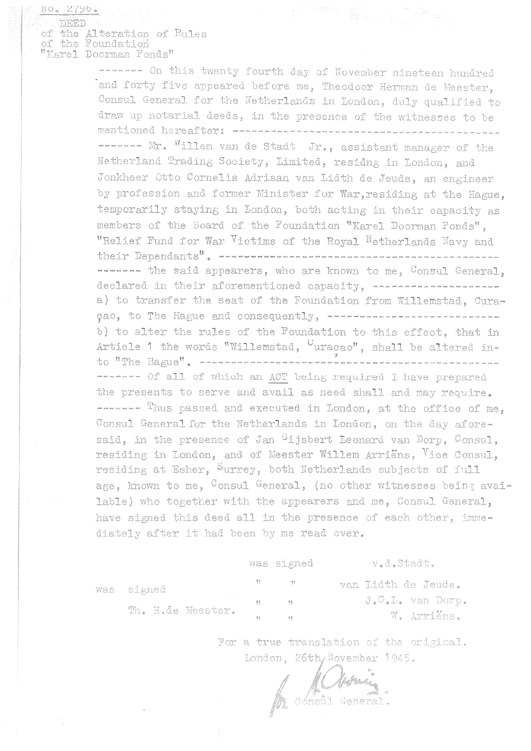No. 2796.

DEED
of the Alteration of Rules
of the Foundation
"Karel Doorman Fonds"

------- On this twenty fourth day of November nineteen hundred and forty five appeared before me, Theodoor Herman de Meester, Consul General for the Netherlands in London, duly qualified to draw up notarial deeds, in the presence of the witnesses to be mentioned hereafter: ------------------------------------------

------- Mr. Willem van de Stadt Jr., assistant manager of the Netherland Trading Society, Limited, residng in London, and Jonkheer Otto Cornelis Adriaan van Lidth de Jeude, an engineer by profession and former Minister for War, residing at the Hague, temporarily staying in London, both acting in their capacity as members of the Board of the Foundation "Karel Doorman Fonds", "Relief Fund for War Victims of the Royal Netherlands Navy and their Dependants". ------------------------------------------

------- the said appearers, who are known to me, Consul General, declared in their aforementioned capacity, -----------------

a) to transfer the seat of the Foundation from Willemstad, Curaçao, to The Hague and consequently, -------------------------

b) to alter the rules of the Foundation to this effect, that in Article 1 the words "Willemstad, Curaçao", shall be altered into "The Hague". ------------------------------------------

------- Of all of which an ACT being required I have prepared the presents to serve and avail as need shall and may require.

------- Thus passed and executed in London, at the office of me, Consul General for the Netherlands in London, on the day aforesaid, in the presence of Jan Gijsbert Leonard van Dorp, Consul, residing in London, and of Meester Willem Arriëns, Vice Consul, residing at Esher, Surrey, both Netherlands subjects of full age, known to me, Consul General, (no other witnesses being available) who together with the appearers and me, Consul General, have signed this deed all in the presence of each other, immediately after it had been by me read over.

was signed v.d.Stadt.
" " van Lidth de Jeude.
was signed " " J.G.L. van Dorp.
Th. H.de Meester. " " W. Arriëns.

For a true translation of the original.
London, 26th November 1945.

Consul General.